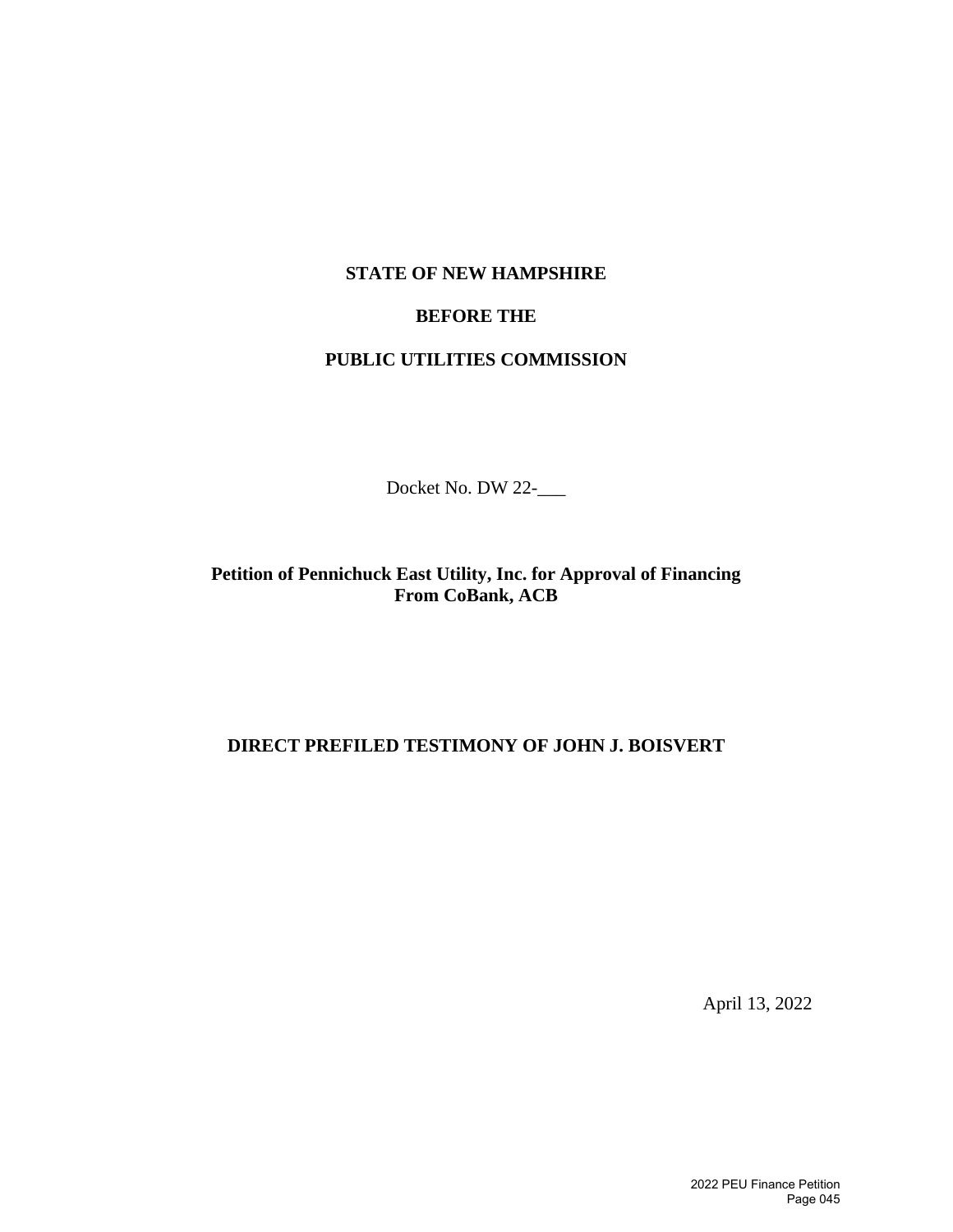**STATE OF NEW HAMPSHIRE**

**BEFORE THE**

**PUBLIC UTILITIES COMMISSION**

Docket No. DW 22-___

**Petition of Pennichuck East Utility, Inc. for Approval of Financing From CoBank, ACB**

**DIRECT PREFILED TESTIMONY OF JOHN J. BOISVERT**

April 13, 2022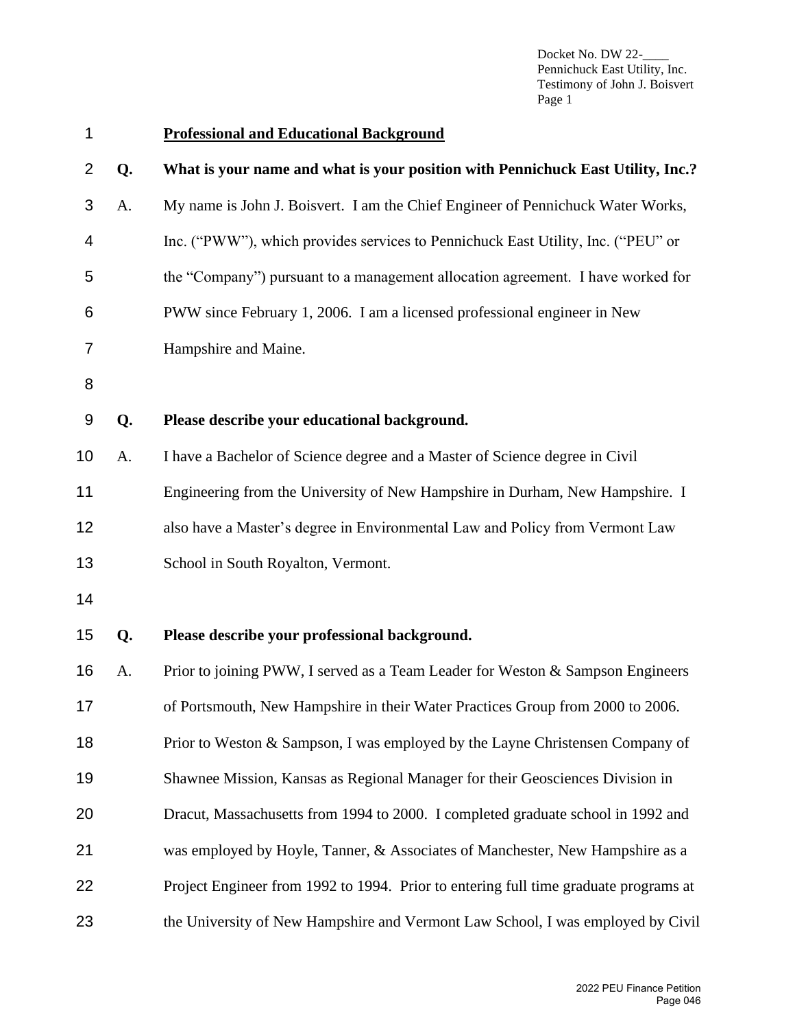## Professional and Educational Background

**Q. What is your name and what is your position with Pennichuck East Utility, Inc.?**

A. My name is John J. Boisvert. I am the Chief Engineer of Pennichuck Water Works, Inc. ("PWW"), which provides services to Pennichuck East Utility, Inc. ("PEU" or the "Company") pursuant to a management allocation agreement. I have worked for PWW since February 1, 2006. I am a licensed professional engineer in New Hampshire and Maine.

**Q. Please describe your educational background.**

A. I have a Bachelor of Science degree and a Master of Science degree in Civil Engineering from the University of New Hampshire in Durham, New Hampshire. I also have a Master's degree in Environmental Law and Policy from Vermont Law School in South Royalton, Vermont.

**Q. Please describe your professional background.**

A. Prior to joining PWW, I served as a Team Leader for Weston & Sampson Engineers of Portsmouth, New Hampshire in their Water Practices Group from 2000 to 2006. Prior to Weston & Sampson, I was employed by the Layne Christensen Company of Shawnee Mission, Kansas as Regional Manager for their Geosciences Division in Dracut, Massachusetts from 1994 to 2000. I completed graduate school in 1992 and was employed by Hoyle, Tanner, & Associates of Manchester, New Hampshire as a Project Engineer from 1992 to 1994. Prior to entering full time graduate programs at the University of New Hampshire and Vermont Law School, I was employed by Civil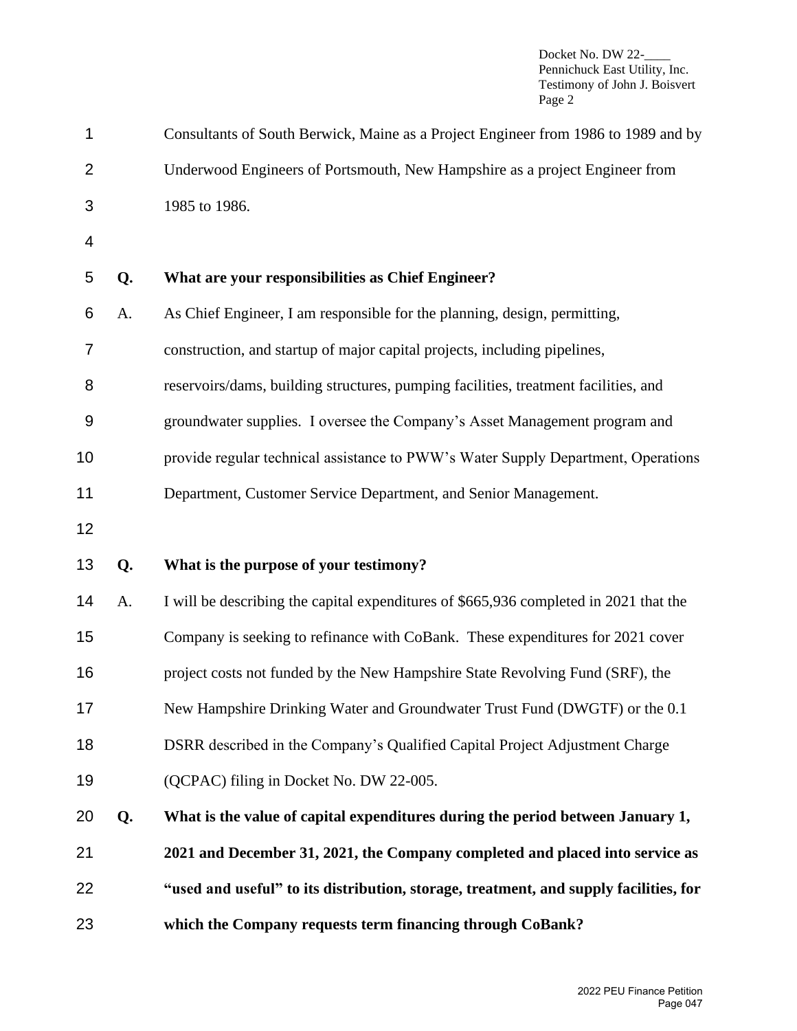Consultants of South Berwick, Maine as a Project Engineer from 1986 to 1989 and by Underwood Engineers of Portsmouth, New Hampshire as a project Engineer from 1985 to 1986.

**Q. What are your responsibilities as Chief Engineer?**

A. As Chief Engineer, I am responsible for the planning, design, permitting, construction, and startup of major capital projects, including pipelines, reservoirs/dams, building structures, pumping facilities, treatment facilities, and groundwater supplies. I oversee the Company's Asset Management program and provide regular technical assistance to PWW's Water Supply Department, Operations Department, Customer Service Department, and Senior Management.

**Q. What is the purpose of your testimony?**

A. I will be describing the capital expenditures of $665,936 completed in 2021 that the Company is seeking to refinance with CoBank. These expenditures for 2021 cover project costs not funded by the New Hampshire State Revolving Fund (SRF), the New Hampshire Drinking Water and Groundwater Trust Fund (DWGTF) or the 0.1 DSRR described in the Company's Qualified Capital Project Adjustment Charge (QCPAC) filing in Docket No. DW 22-005.

**Q. What is the value of capital expenditures during the period between January 1, 2021 and December 31, 2021, the Company completed and placed into service as "used and useful" to its distribution, storage, treatment, and supply facilities, for which the Company requests term financing through CoBank?**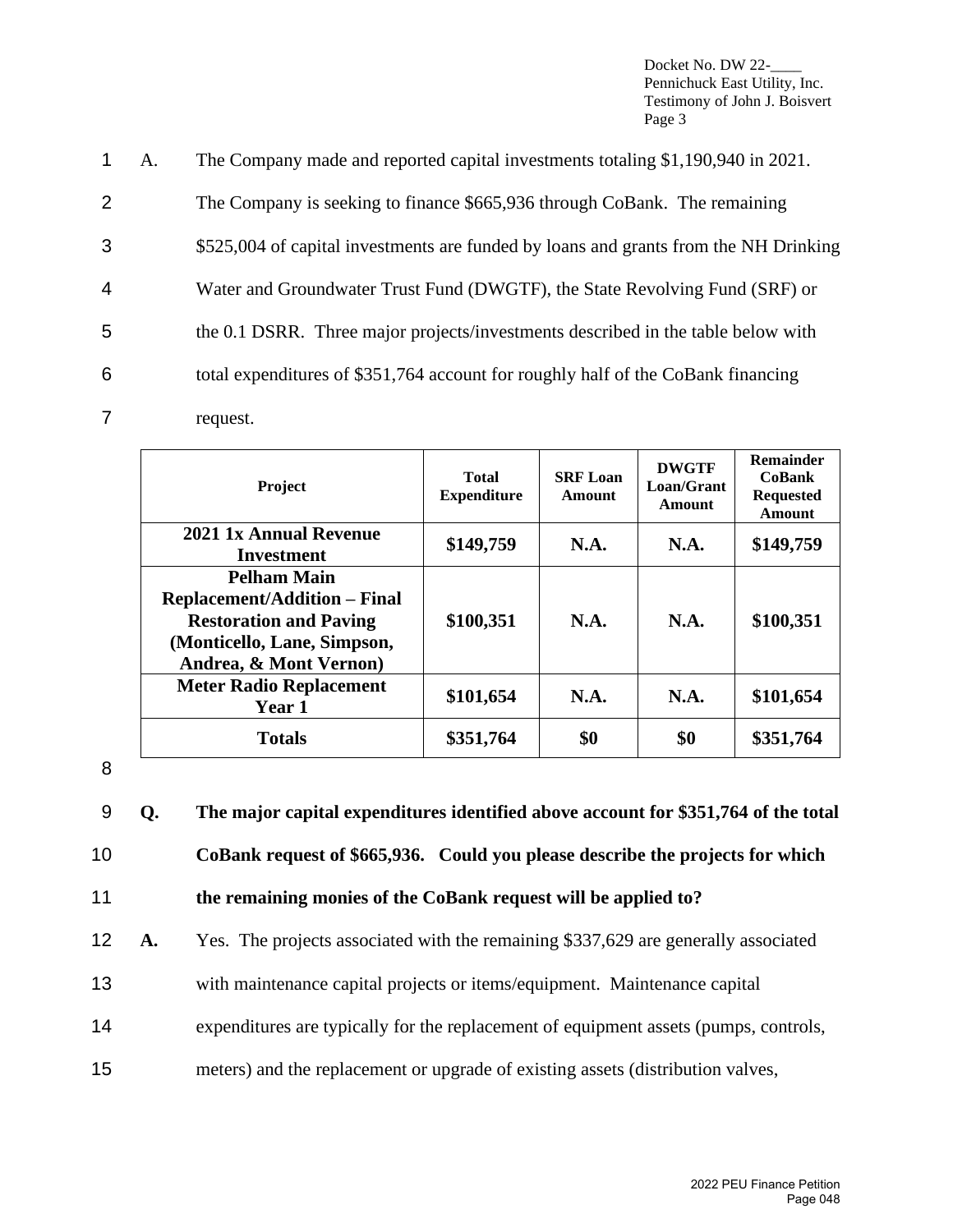A. The Company made and reported capital investments totaling $1,190,940 in 2021. The Company is seeking to finance $665,936 through CoBank. The remaining $525,004 of capital investments are funded by loans and grants from the NH Drinking Water and Groundwater Trust Fund (DWGTF), the State Revolving Fund (SRF) or the 0.1 DSRR. Three major projects/investments described in the table below with total expenditures of $351,764 account for roughly half of the CoBank financing request.

| Project | Total Expenditure | SRF Loan Amount | DWGTF Loan/Grant Amount | Remainder CoBank Requested Amount |
|---|---|---|---|---|
| **2021 1x Annual Revenue Investment** | **$149,759** | **N.A.** | **N.A.** | **$149,759** |
| **Pelham Main Replacement/Addition – Final Restoration and Paving (Monticello, Lane, Simpson, Andrea, & Mont Vernon)** | **$100,351** | **N.A.** | **N.A.** | **$100,351** |
| **Meter Radio Replacement Year 1** | **$101,654** | **N.A.** | **N.A.** | **$101,654** |
| **Totals** | **$351,764** | **$0** | **$0** | **$351,764** |

**Q. The major capital expenditures identified above account for $351,764 of the total CoBank request of $665,936. Could you please describe the projects for which the remaining monies of the CoBank request will be applied to?**

**A.** Yes. The projects associated with the remaining $337,629 are generally associated with maintenance capital projects or items/equipment. Maintenance capital expenditures are typically for the replacement of equipment assets (pumps, controls, meters) and the replacement or upgrade of existing assets (distribution valves,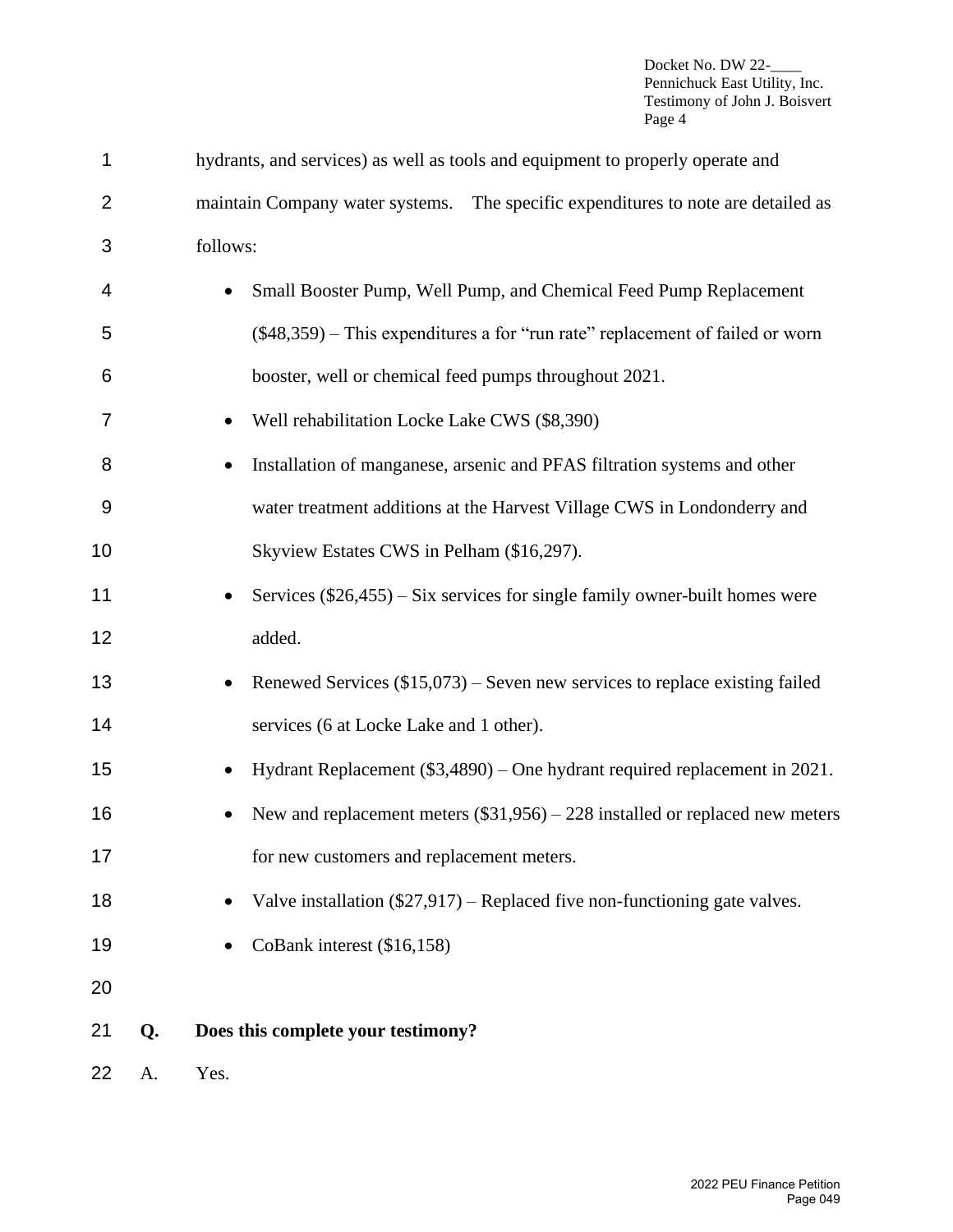hydrants, and services) as well as tools and equipment to properly operate and maintain Company water systems. The specific expenditures to note are detailed as follows:

- Small Booster Pump, Well Pump, and Chemical Feed Pump Replacement ($48,359) – This expenditures a for "run rate" replacement of failed or worn booster, well or chemical feed pumps throughout 2021.
- Well rehabilitation Locke Lake CWS ($8,390)
- Installation of manganese, arsenic and PFAS filtration systems and other water treatment additions at the Harvest Village CWS in Londonderry and Skyview Estates CWS in Pelham ($16,297).
- Services ($26,455) – Six services for single family owner-built homes were added.
- Renewed Services ($15,073) – Seven new services to replace existing failed services (6 at Locke Lake and 1 other).
- Hydrant Replacement ($3,4890) – One hydrant required replacement in 2021.
- New and replacement meters ($31,956) – 228 installed or replaced new meters for new customers and replacement meters.
- Valve installation ($27,917) – Replaced five non-functioning gate valves.
- CoBank interest ($16,158)

**Q. Does this complete your testimony?**

A. Yes.